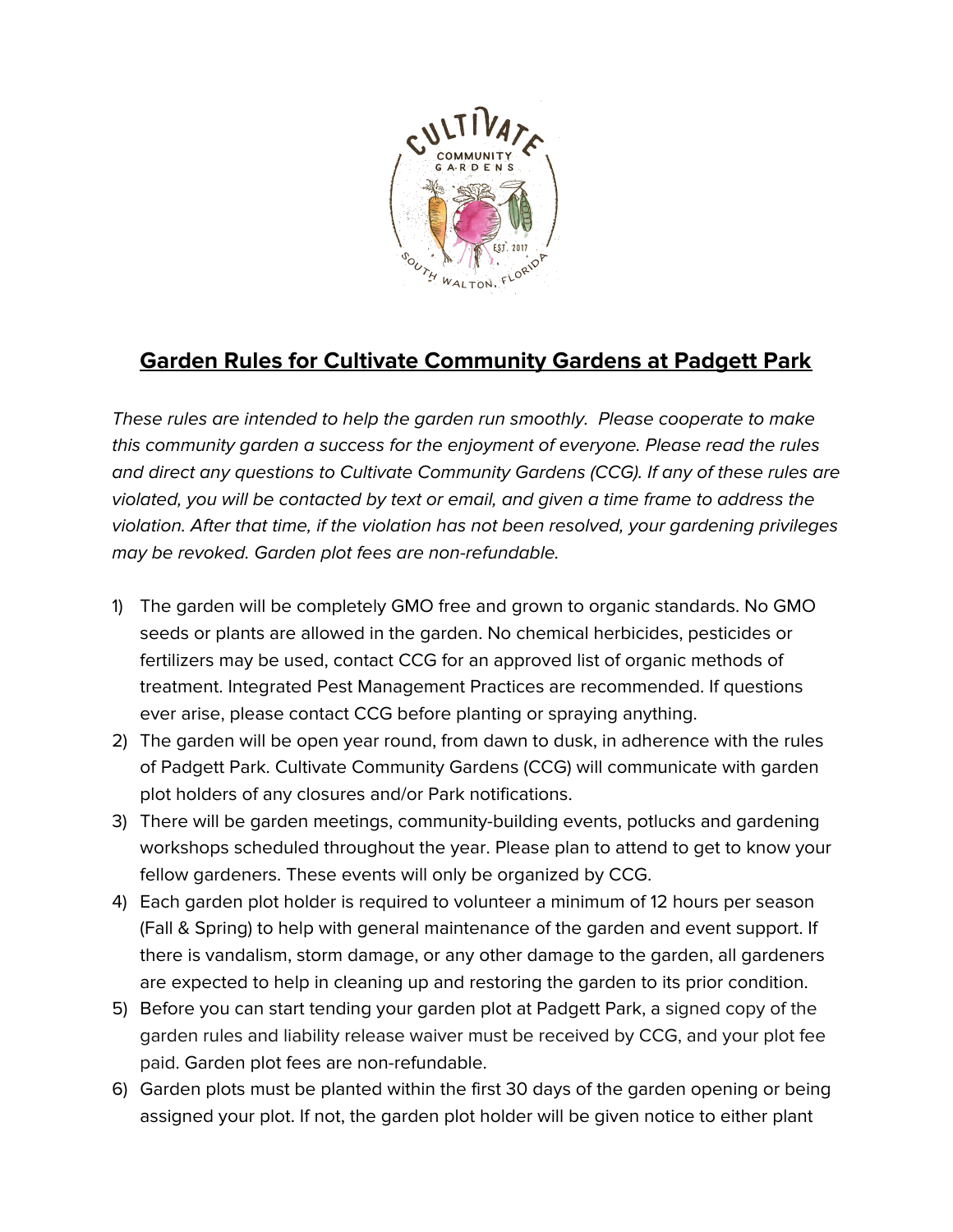## Garden Rules for Cultivate Community Gardens at Padgett Park

*These rules are intended to help the garden run smoothly. Please cooperate to make this community garden a success for the enjoyment of everyone. Please read the rules and direct any questions to Cultivate Community Gardens (CCG). If any of these rules are violated, you will be contacted by text or email, and given a time frame to address the violation. After that time, if the violation has not been resolved, your gardening privileges may be revoked. Garden plot fees are non-refundable.*

1) The garden will be completely GMO free and grown to organic standards. No GMO seeds or plants are allowed in the garden. No chemical herbicides, pesticides or fertilizers may be used, contact CCG for an approved list of organic methods of treatment. Integrated Pest Management Practices are recommended. If questions ever arise, please contact CCG before planting or spraying anything.
2) The garden will be open year round, from dawn to dusk, in adherence with the rules of Padgett Park. Cultivate Community Gardens (CCG) will communicate with garden plot holders of any closures and/or Park notifications.
3) There will be garden meetings, community-building events, potlucks and gardening workshops scheduled throughout the year. Please plan to attend to get to know your fellow gardeners. These events will only be organized by CCG.
4) Each garden plot holder is required to volunteer a minimum of 12 hours per season (Fall & Spring) to help with general maintenance of the garden and event support. If there is vandalism, storm damage, or any other damage to the garden, all gardeners are expected to help in cleaning up and restoring the garden to its prior condition.
5) Before you can start tending your garden plot at Padgett Park, a signed copy of the garden rules and liability release waiver must be received by CCG, and your plot fee paid. Garden plot fees are non-refundable.
6) Garden plots must be planted within the first 30 days of the garden opening or being assigned your plot. If not, the garden plot holder will be given notice to either plant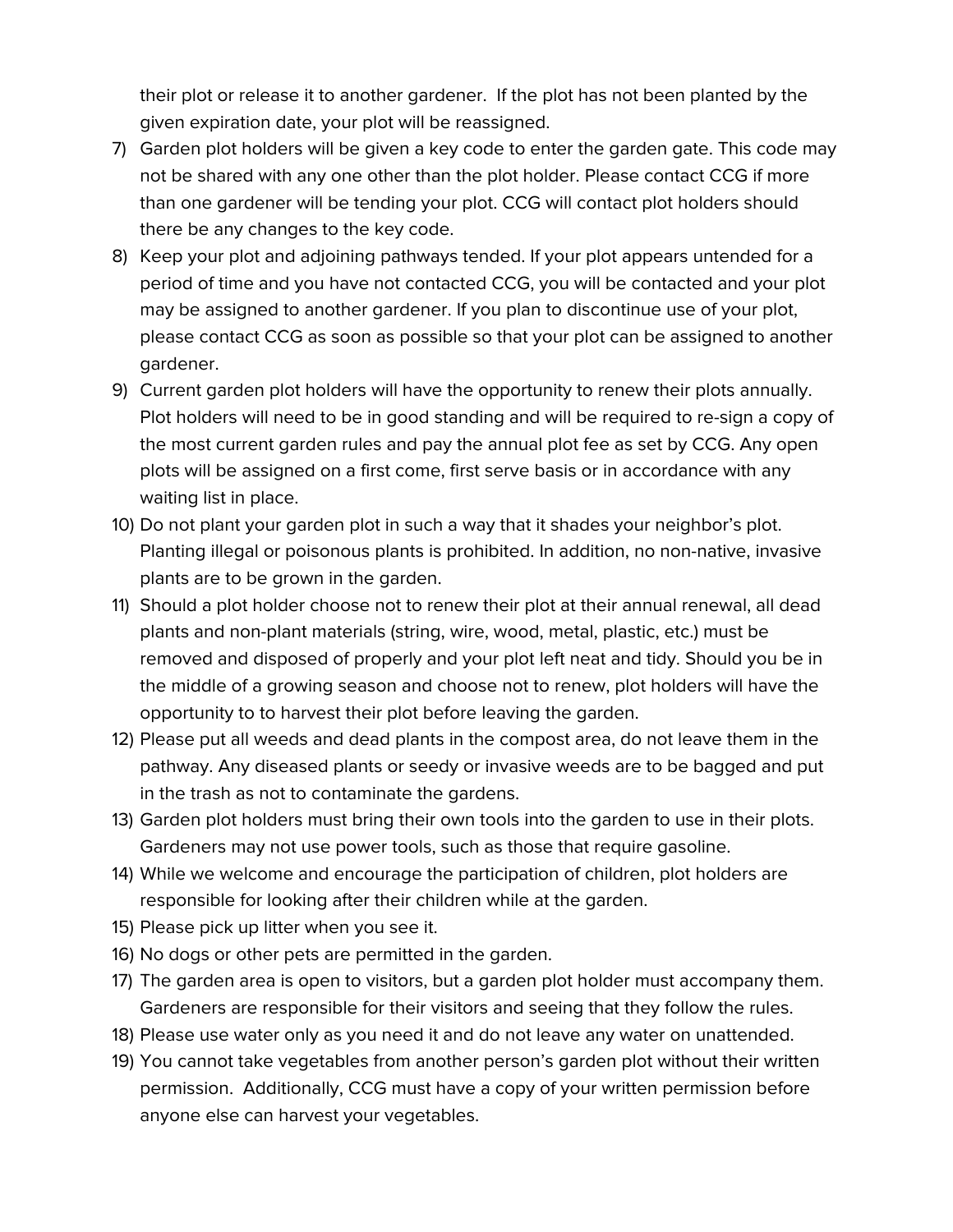their plot or release it to another gardener. If the plot has not been planted by the given expiration date, your plot will be reassigned.

7) Garden plot holders will be given a key code to enter the garden gate. This code may not be shared with any one other than the plot holder. Please contact CCG if more than one gardener will be tending your plot. CCG will contact plot holders should there be any changes to the key code.
8) Keep your plot and adjoining pathways tended. If your plot appears untended for a period of time and you have not contacted CCG, you will be contacted and your plot may be assigned to another gardener. If you plan to discontinue use of your plot, please contact CCG as soon as possible so that your plot can be assigned to another gardener.
9) Current garden plot holders will have the opportunity to renew their plots annually. Plot holders will need to be in good standing and will be required to re-sign a copy of the most current garden rules and pay the annual plot fee as set by CCG. Any open plots will be assigned on a first come, first serve basis or in accordance with any waiting list in place.
10) Do not plant your garden plot in such a way that it shades your neighbor's plot. Planting illegal or poisonous plants is prohibited. In addition, no non-native, invasive plants are to be grown in the garden.
11) Should a plot holder choose not to renew their plot at their annual renewal, all dead plants and non-plant materials (string, wire, wood, metal, plastic, etc.) must be removed and disposed of properly and your plot left neat and tidy. Should you be in the middle of a growing season and choose not to renew, plot holders will have the opportunity to to harvest their plot before leaving the garden.
12) Please put all weeds and dead plants in the compost area, do not leave them in the pathway. Any diseased plants or seedy or invasive weeds are to be bagged and put in the trash as not to contaminate the gardens.
13) Garden plot holders must bring their own tools into the garden to use in their plots. Gardeners may not use power tools, such as those that require gasoline.
14) While we welcome and encourage the participation of children, plot holders are responsible for looking after their children while at the garden.
15) Please pick up litter when you see it.
16) No dogs or other pets are permitted in the garden.
17) The garden area is open to visitors, but a garden plot holder must accompany them. Gardeners are responsible for their visitors and seeing that they follow the rules.
18) Please use water only as you need it and do not leave any water on unattended.
19) You cannot take vegetables from another person's garden plot without their written permission. Additionally, CCG must have a copy of your written permission before anyone else can harvest your vegetables.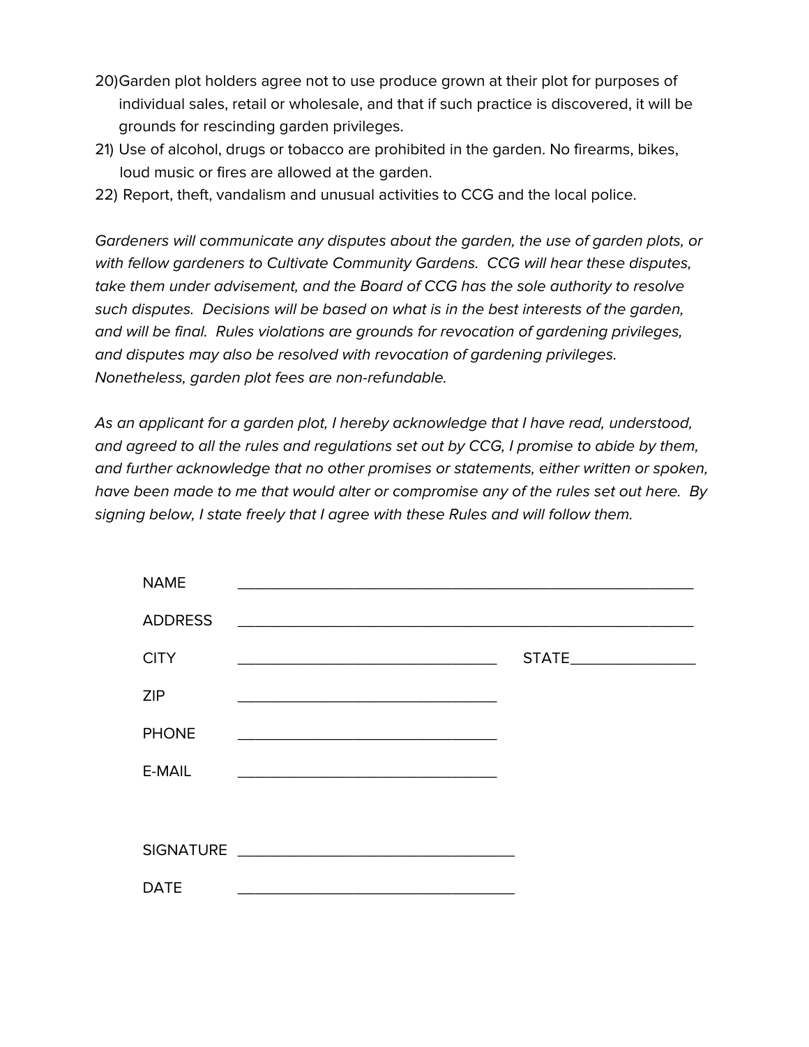20) Garden plot holders agree not to use produce grown at their plot for purposes of individual sales, retail or wholesale, and that if such practice is discovered, it will be grounds for rescinding garden privileges.
21) Use of alcohol, drugs or tobacco are prohibited in the garden. No firearms, bikes, loud music or fires are allowed at the garden.
22) Report, theft, vandalism and unusual activities to CCG and the local police.

*Gardeners will communicate any disputes about the garden, the use of garden plots, or with fellow gardeners to Cultivate Community Gardens. CCG will hear these disputes, take them under advisement, and the Board of CCG has the sole authority to resolve such disputes. Decisions will be based on what is in the best interests of the garden, and will be final. Rules violations are grounds for revocation of gardening privileges, and disputes may also be resolved with revocation of gardening privileges. Nonetheless, garden plot fees are non-refundable.*

*As an applicant for a garden plot, I hereby acknowledge that I have read, understood, and agreed to all the rules and regulations set out by CCG, I promise to abide by them, and further acknowledge that no other promises or statements, either written or spoken, have been made to me that would alter or compromise any of the rules set out here. By signing below, I state freely that I agree with these Rules and will follow them.*

NAME ____________________________________________________

ADDRESS ____________________________________________________

CITY ______________________________ STATE_______________

ZIP ______________________________

PHONE ______________________________

E-MAIL ______________________________

SIGNATURE ________________________________

DATE ________________________________